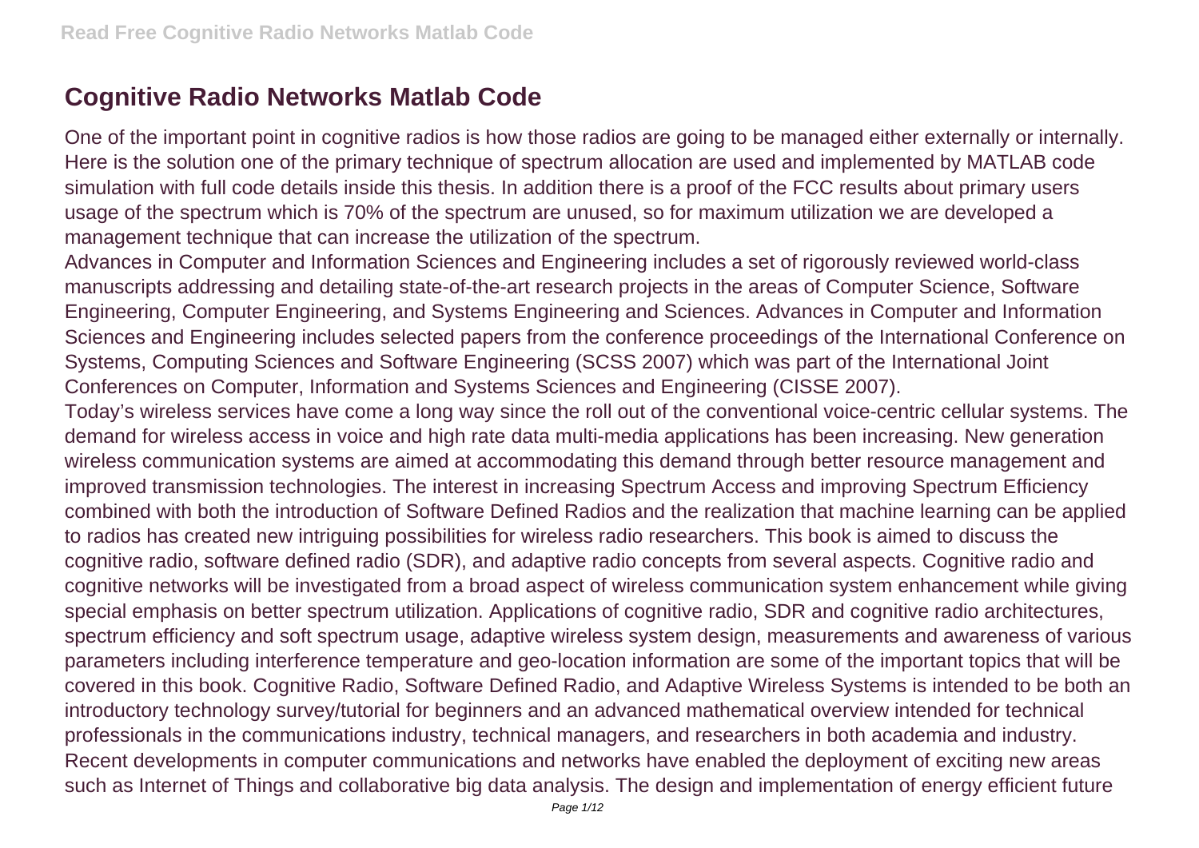# Cognitive Radio Networks Matlab Code

One of the important point in cognitive radios is how those radios are going to be managed either externally or internally. Here is the solution one of the primary technique of spectrum allocation are used and implemented by MATLAB code simulation with full code details inside this thesis. In addition there is a proof of the FCC results about primary users usage of the spectrum which is 70% of the spectrum are unused, so for maximum utilization we are developed a management technique that can increase the utilization of the spectrum.

Advances in Computer and Information Sciences and Engineering includes a set of rigorously reviewed world-class manuscripts addressing and detailing state-of-the-art research projects in the areas of Computer Science, Software Engineering, Computer Engineering, and Systems Engineering and Sciences. Advances in Computer and Information Sciences and Engineering includes selected papers from the conference proceedings of the International Conference on Systems, Computing Sciences and Software Engineering (SCSS 2007) which was part of the International Joint Conferences on Computer, Information and Systems Sciences and Engineering (CISSE 2007).

Today's wireless services have come a long way since the roll out of the conventional voice-centric cellular systems. The demand for wireless access in voice and high rate data multi-media applications has been increasing. New generation wireless communication systems are aimed at accommodating this demand through better resource management and improved transmission technologies. The interest in increasing Spectrum Access and improving Spectrum Efficiency combined with both the introduction of Software Defined Radios and the realization that machine learning can be applied to radios has created new intriguing possibilities for wireless radio researchers. This book is aimed to discuss the cognitive radio, software defined radio (SDR), and adaptive radio concepts from several aspects. Cognitive radio and cognitive networks will be investigated from a broad aspect of wireless communication system enhancement while giving special emphasis on better spectrum utilization. Applications of cognitive radio, SDR and cognitive radio architectures, spectrum efficiency and soft spectrum usage, adaptive wireless system design, measurements and awareness of various parameters including interference temperature and geo-location information are some of the important topics that will be covered in this book. Cognitive Radio, Software Defined Radio, and Adaptive Wireless Systems is intended to be both an introductory technology survey/tutorial for beginners and an advanced mathematical overview intended for technical professionals in the communications industry, technical managers, and researchers in both academia and industry.

Recent developments in computer communications and networks have enabled the deployment of exciting new areas such as Internet of Things and collaborative big data analysis. The design and implementation of energy efficient future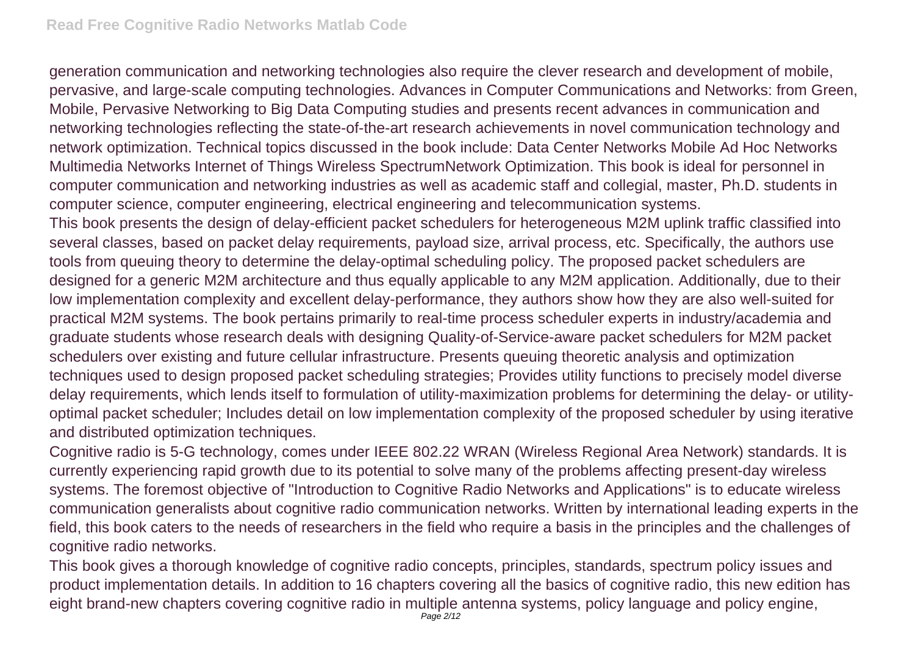generation communication and networking technologies also require the clever research and development of mobile, pervasive, and large-scale computing technologies. Advances in Computer Communications and Networks: from Green, Mobile, Pervasive Networking to Big Data Computing studies and presents recent advances in communication and networking technologies reflecting the state-of-the-art research achievements in novel communication technology and network optimization. Technical topics discussed in the book include: Data Center Networks Mobile Ad Hoc Networks Multimedia Networks Internet of Things Wireless SpectrumNetwork Optimization. This book is ideal for personnel in computer communication and networking industries as well as academic staff and collegial, master, Ph.D. students in computer science, computer engineering, electrical engineering and telecommunication systems.

This book presents the design of delay-efficient packet schedulers for heterogeneous M2M uplink traffic classified into several classes, based on packet delay requirements, payload size, arrival process, etc. Specifically, the authors use tools from queuing theory to determine the delay-optimal scheduling policy. The proposed packet schedulers are designed for a generic M2M architecture and thus equally applicable to any M2M application. Additionally, due to their low implementation complexity and excellent delay-performance, they authors show how they are also well-suited for practical M2M systems. The book pertains primarily to real-time process scheduler experts in industry/academia and graduate students whose research deals with designing Quality-of-Service-aware packet schedulers for M2M packet schedulers over existing and future cellular infrastructure. Presents queuing theoretic analysis and optimization techniques used to design proposed packet scheduling strategies; Provides utility functions to precisely model diverse delay requirements, which lends itself to formulation of utility-maximization problems for determining the delay- or utility-optimal packet scheduler; Includes detail on low implementation complexity of the proposed scheduler by using iterative and distributed optimization techniques.

Cognitive radio is 5-G technology, comes under IEEE 802.22 WRAN (Wireless Regional Area Network) standards. It is currently experiencing rapid growth due to its potential to solve many of the problems affecting present-day wireless systems. The foremost objective of "Introduction to Cognitive Radio Networks and Applications" is to educate wireless communication generalists about cognitive radio communication networks. Written by international leading experts in the field, this book caters to the needs of researchers in the field who require a basis in the principles and the challenges of cognitive radio networks.

This book gives a thorough knowledge of cognitive radio concepts, principles, standards, spectrum policy issues and product implementation details. In addition to 16 chapters covering all the basics of cognitive radio, this new edition has eight brand-new chapters covering cognitive radio in multiple antenna systems, policy language and policy engine,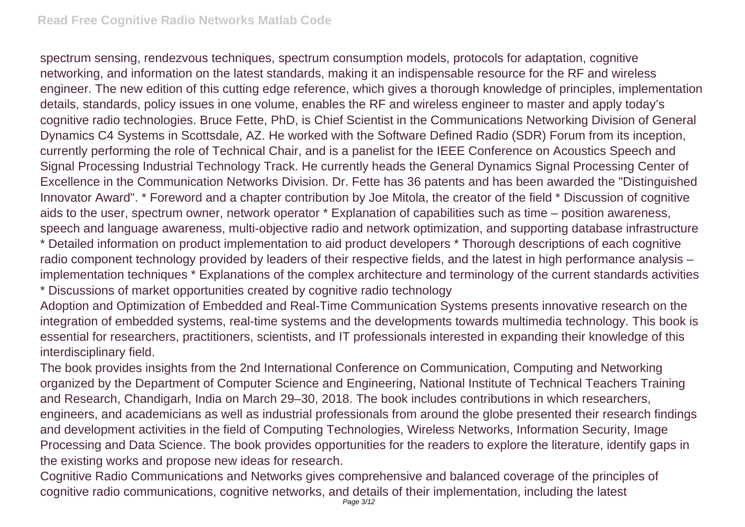spectrum sensing, rendezvous techniques, spectrum consumption models, protocols for adaptation, cognitive networking, and information on the latest standards, making it an indispensable resource for the RF and wireless engineer. The new edition of this cutting edge reference, which gives a thorough knowledge of principles, implementation details, standards, policy issues in one volume, enables the RF and wireless engineer to master and apply today's cognitive radio technologies. Bruce Fette, PhD, is Chief Scientist in the Communications Networking Division of General Dynamics C4 Systems in Scottsdale, AZ. He worked with the Software Defined Radio (SDR) Forum from its inception, currently performing the role of Technical Chair, and is a panelist for the IEEE Conference on Acoustics Speech and Signal Processing Industrial Technology Track. He currently heads the General Dynamics Signal Processing Center of Excellence in the Communication Networks Division. Dr. Fette has 36 patents and has been awarded the "Distinguished Innovator Award". * Foreword and a chapter contribution by Joe Mitola, the creator of the field * Discussion of cognitive aids to the user, spectrum owner, network operator * Explanation of capabilities such as time – position awareness, speech and language awareness, multi-objective radio and network optimization, and supporting database infrastructure * Detailed information on product implementation to aid product developers * Thorough descriptions of each cognitive radio component technology provided by leaders of their respective fields, and the latest in high performance analysis – implementation techniques * Explanations of the complex architecture and terminology of the current standards activities * Discussions of market opportunities created by cognitive radio technology

Adoption and Optimization of Embedded and Real-Time Communication Systems presents innovative research on the integration of embedded systems, real-time systems and the developments towards multimedia technology. This book is essential for researchers, practitioners, scientists, and IT professionals interested in expanding their knowledge of this interdisciplinary field.

The book provides insights from the 2nd International Conference on Communication, Computing and Networking organized by the Department of Computer Science and Engineering, National Institute of Technical Teachers Training and Research, Chandigarh, India on March 29–30, 2018. The book includes contributions in which researchers, engineers, and academicians as well as industrial professionals from around the globe presented their research findings and development activities in the field of Computing Technologies, Wireless Networks, Information Security, Image Processing and Data Science. The book provides opportunities for the readers to explore the literature, identify gaps in the existing works and propose new ideas for research.

Cognitive Radio Communications and Networks gives comprehensive and balanced coverage of the principles of cognitive radio communications, cognitive networks, and details of their implementation, including the latest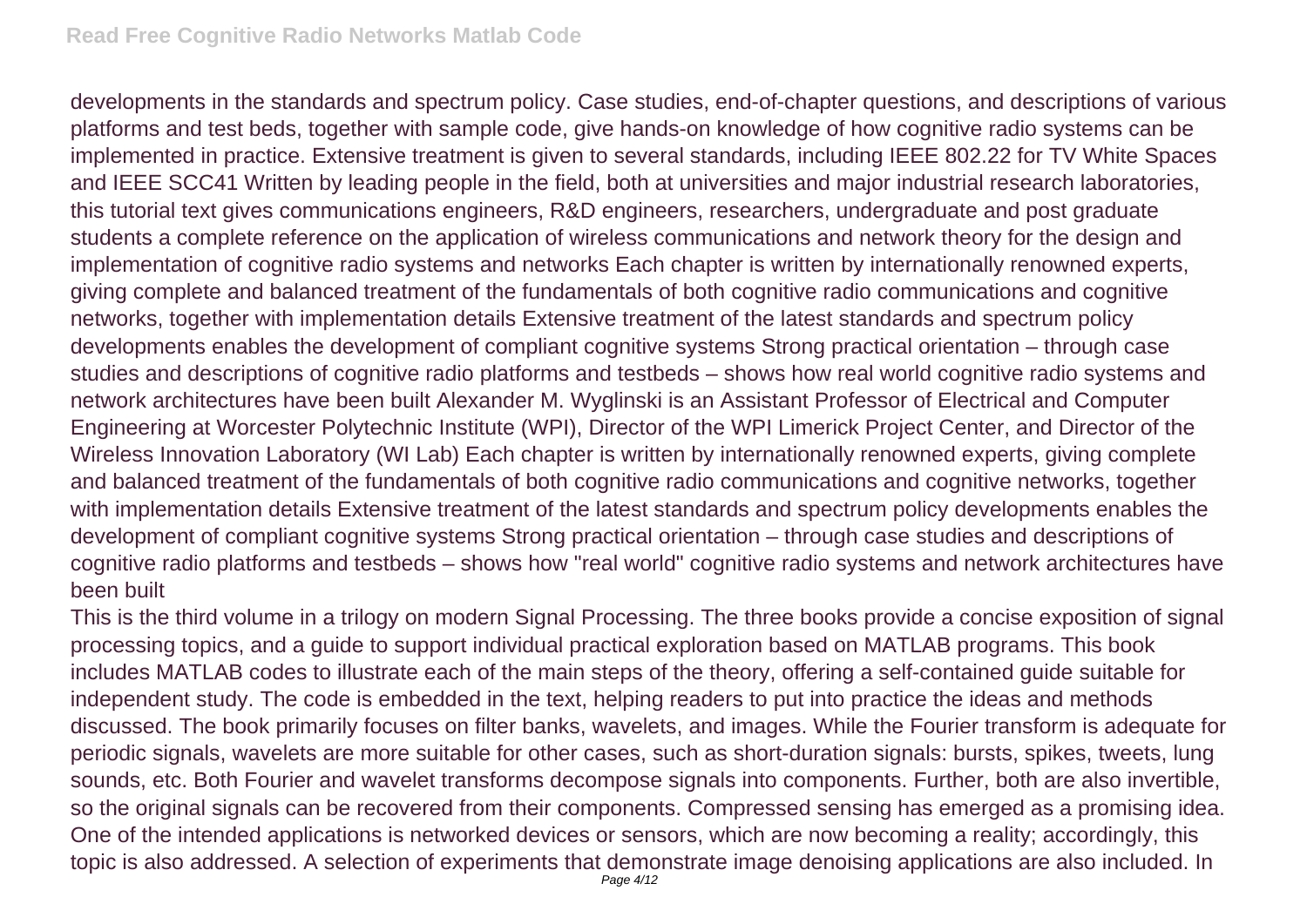developments in the standards and spectrum policy. Case studies, end-of-chapter questions, and descriptions of various platforms and test beds, together with sample code, give hands-on knowledge of how cognitive radio systems can be implemented in practice. Extensive treatment is given to several standards, including IEEE 802.22 for TV White Spaces and IEEE SCC41 Written by leading people in the field, both at universities and major industrial research laboratories, this tutorial text gives communications engineers, R&D engineers, researchers, undergraduate and post graduate students a complete reference on the application of wireless communications and network theory for the design and implementation of cognitive radio systems and networks Each chapter is written by internationally renowned experts, giving complete and balanced treatment of the fundamentals of both cognitive radio communications and cognitive networks, together with implementation details Extensive treatment of the latest standards and spectrum policy developments enables the development of compliant cognitive systems Strong practical orientation – through case studies and descriptions of cognitive radio platforms and testbeds – shows how real world cognitive radio systems and network architectures have been built Alexander M. Wyglinski is an Assistant Professor of Electrical and Computer Engineering at Worcester Polytechnic Institute (WPI), Director of the WPI Limerick Project Center, and Director of the Wireless Innovation Laboratory (WI Lab) Each chapter is written by internationally renowned experts, giving complete and balanced treatment of the fundamentals of both cognitive radio communications and cognitive networks, together with implementation details Extensive treatment of the latest standards and spectrum policy developments enables the development of compliant cognitive systems Strong practical orientation – through case studies and descriptions of cognitive radio platforms and testbeds – shows how "real world" cognitive radio systems and network architectures have been built

This is the third volume in a trilogy on modern Signal Processing. The three books provide a concise exposition of signal processing topics, and a guide to support individual practical exploration based on MATLAB programs. This book includes MATLAB codes to illustrate each of the main steps of the theory, offering a self-contained guide suitable for independent study. The code is embedded in the text, helping readers to put into practice the ideas and methods discussed. The book primarily focuses on filter banks, wavelets, and images. While the Fourier transform is adequate for periodic signals, wavelets are more suitable for other cases, such as short-duration signals: bursts, spikes, tweets, lung sounds, etc. Both Fourier and wavelet transforms decompose signals into components. Further, both are also invertible, so the original signals can be recovered from their components. Compressed sensing has emerged as a promising idea. One of the intended applications is networked devices or sensors, which are now becoming a reality; accordingly, this topic is also addressed. A selection of experiments that demonstrate image denoising applications are also included. In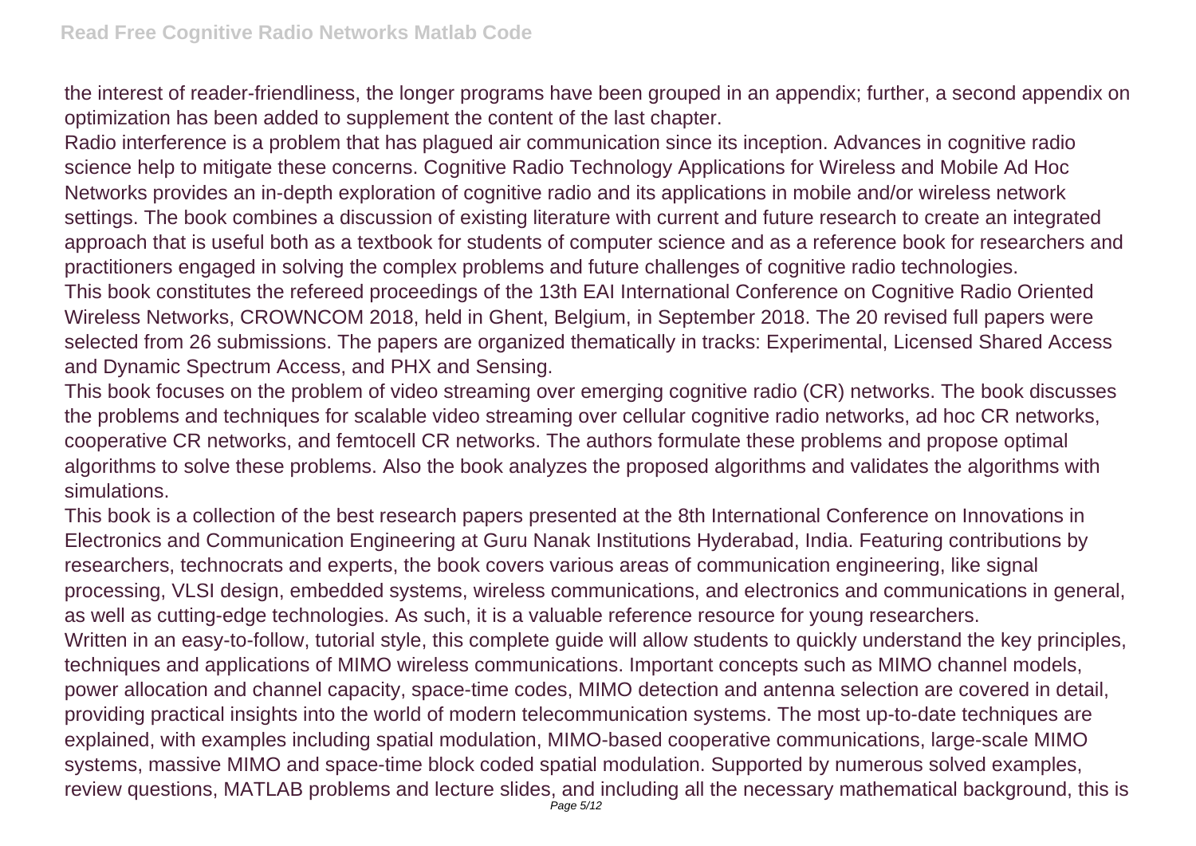the interest of reader-friendliness, the longer programs have been grouped in an appendix; further, a second appendix on optimization has been added to supplement the content of the last chapter.

Radio interference is a problem that has plagued air communication since its inception. Advances in cognitive radio science help to mitigate these concerns. Cognitive Radio Technology Applications for Wireless and Mobile Ad Hoc Networks provides an in-depth exploration of cognitive radio and its applications in mobile and/or wireless network settings. The book combines a discussion of existing literature with current and future research to create an integrated approach that is useful both as a textbook for students of computer science and as a reference book for researchers and practitioners engaged in solving the complex problems and future challenges of cognitive radio technologies.

This book constitutes the refereed proceedings of the 13th EAI International Conference on Cognitive Radio Oriented Wireless Networks, CROWNCOM 2018, held in Ghent, Belgium, in September 2018. The 20 revised full papers were selected from 26 submissions. The papers are organized thematically in tracks: Experimental, Licensed Shared Access and Dynamic Spectrum Access, and PHX and Sensing.

This book focuses on the problem of video streaming over emerging cognitive radio (CR) networks. The book discusses the problems and techniques for scalable video streaming over cellular cognitive radio networks, ad hoc CR networks, cooperative CR networks, and femtocell CR networks. The authors formulate these problems and propose optimal algorithms to solve these problems. Also the book analyzes the proposed algorithms and validates the algorithms with simulations.

This book is a collection of the best research papers presented at the 8th International Conference on Innovations in Electronics and Communication Engineering at Guru Nanak Institutions Hyderabad, India. Featuring contributions by researchers, technocrats and experts, the book covers various areas of communication engineering, like signal processing, VLSI design, embedded systems, wireless communications, and electronics and communications in general, as well as cutting-edge technologies. As such, it is a valuable reference resource for young researchers.

Written in an easy-to-follow, tutorial style, this complete guide will allow students to quickly understand the key principles, techniques and applications of MIMO wireless communications. Important concepts such as MIMO channel models, power allocation and channel capacity, space-time codes, MIMO detection and antenna selection are covered in detail, providing practical insights into the world of modern telecommunication systems. The most up-to-date techniques are explained, with examples including spatial modulation, MIMO-based cooperative communications, large-scale MIMO systems, massive MIMO and space-time block coded spatial modulation. Supported by numerous solved examples, review questions, MATLAB problems and lecture slides, and including all the necessary mathematical background, this is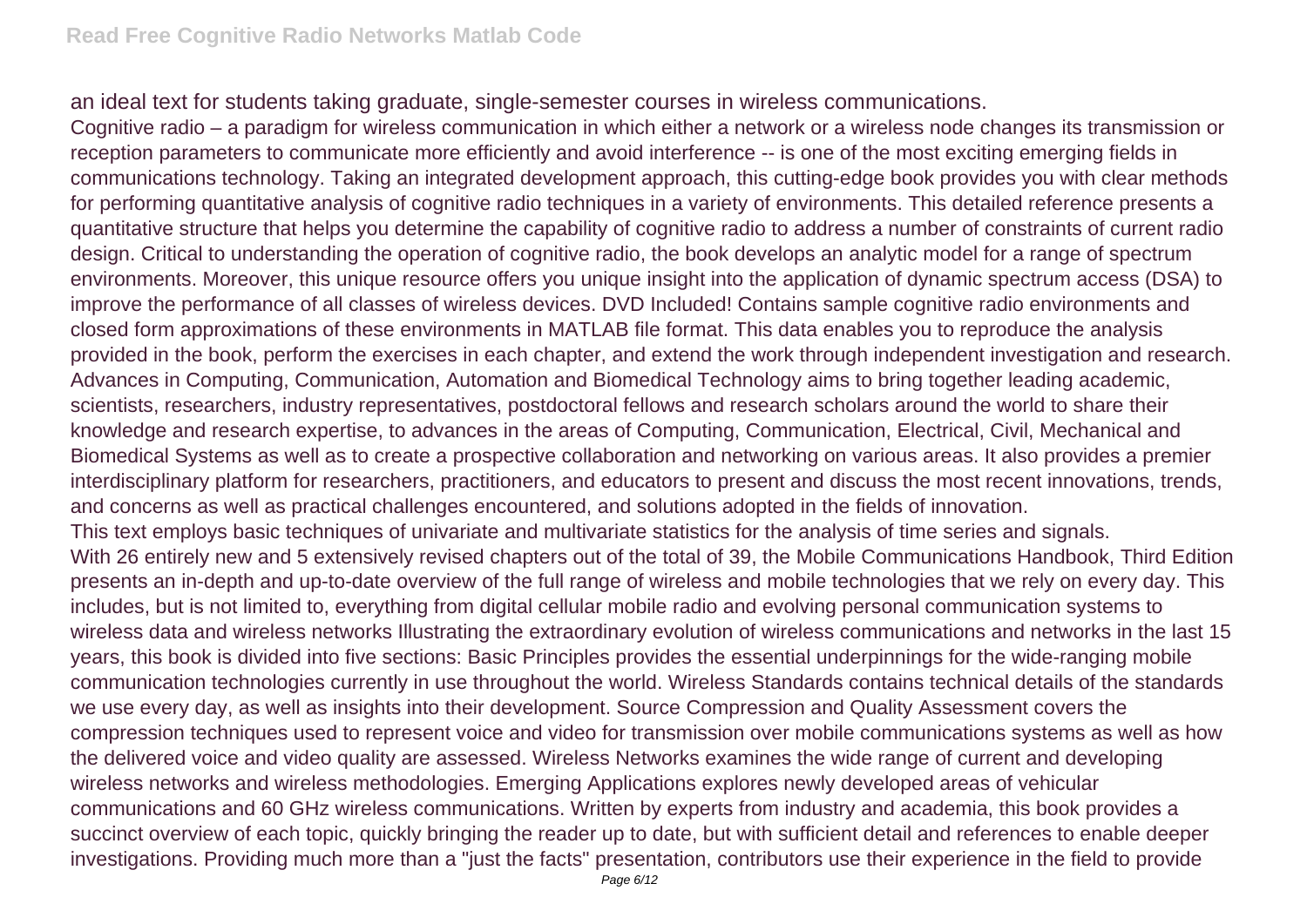an ideal text for students taking graduate, single-semester courses in wireless communications.

Cognitive radio – a paradigm for wireless communication in which either a network or a wireless node changes its transmission or reception parameters to communicate more efficiently and avoid interference -- is one of the most exciting emerging fields in communications technology. Taking an integrated development approach, this cutting-edge book provides you with clear methods for performing quantitative analysis of cognitive radio techniques in a variety of environments. This detailed reference presents a quantitative structure that helps you determine the capability of cognitive radio to address a number of constraints of current radio design. Critical to understanding the operation of cognitive radio, the book develops an analytic model for a range of spectrum environments. Moreover, this unique resource offers you unique insight into the application of dynamic spectrum access (DSA) to improve the performance of all classes of wireless devices. DVD Included! Contains sample cognitive radio environments and closed form approximations of these environments in MATLAB file format. This data enables you to reproduce the analysis provided in the book, perform the exercises in each chapter, and extend the work through independent investigation and research.

Advances in Computing, Communication, Automation and Biomedical Technology aims to bring together leading academic, scientists, researchers, industry representatives, postdoctoral fellows and research scholars around the world to share their knowledge and research expertise, to advances in the areas of Computing, Communication, Electrical, Civil, Mechanical and Biomedical Systems as well as to create a prospective collaboration and networking on various areas. It also provides a premier interdisciplinary platform for researchers, practitioners, and educators to present and discuss the most recent innovations, trends, and concerns as well as practical challenges encountered, and solutions adopted in the fields of innovation.

This text employs basic techniques of univariate and multivariate statistics for the analysis of time series and signals.

With 26 entirely new and 5 extensively revised chapters out of the total of 39, the Mobile Communications Handbook, Third Edition presents an in-depth and up-to-date overview of the full range of wireless and mobile technologies that we rely on every day. This includes, but is not limited to, everything from digital cellular mobile radio and evolving personal communication systems to wireless data and wireless networks Illustrating the extraordinary evolution of wireless communications and networks in the last 15 years, this book is divided into five sections: Basic Principles provides the essential underpinnings for the wide-ranging mobile communication technologies currently in use throughout the world. Wireless Standards contains technical details of the standards we use every day, as well as insights into their development. Source Compression and Quality Assessment covers the compression techniques used to represent voice and video for transmission over mobile communications systems as well as how the delivered voice and video quality are assessed. Wireless Networks examines the wide range of current and developing wireless networks and wireless methodologies. Emerging Applications explores newly developed areas of vehicular communications and 60 GHz wireless communications. Written by experts from industry and academia, this book provides a succinct overview of each topic, quickly bringing the reader up to date, but with sufficient detail and references to enable deeper investigations. Providing much more than a "just the facts" presentation, contributors use their experience in the field to provide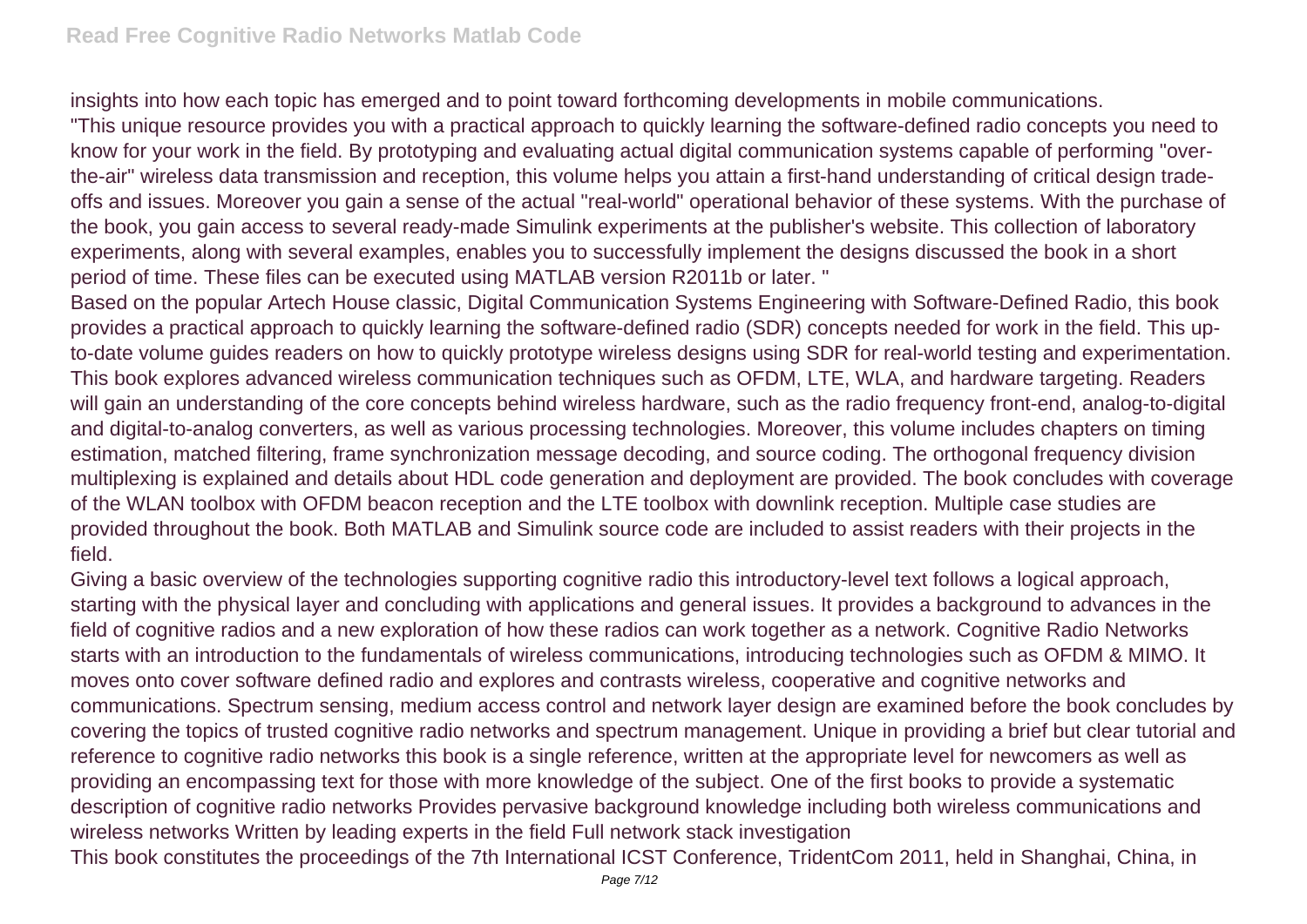insights into how each topic has emerged and to point toward forthcoming developments in mobile communications.
"This unique resource provides you with a practical approach to quickly learning the software-defined radio concepts you need to know for your work in the field. By prototyping and evaluating actual digital communication systems capable of performing "over-the-air" wireless data transmission and reception, this volume helps you attain a first-hand understanding of critical design trade-offs and issues. Moreover you gain a sense of the actual "real-world" operational behavior of these systems. With the purchase of the book, you gain access to several ready-made Simulink experiments at the publisher's website. This collection of laboratory experiments, along with several examples, enables you to successfully implement the designs discussed the book in a short period of time. These files can be executed using MATLAB version R2011b or later. "
Based on the popular Artech House classic, Digital Communication Systems Engineering with Software-Defined Radio, this book provides a practical approach to quickly learning the software-defined radio (SDR) concepts needed for work in the field. This up-to-date volume guides readers on how to quickly prototype wireless designs using SDR for real-world testing and experimentation. This book explores advanced wireless communication techniques such as OFDM, LTE, WLA, and hardware targeting. Readers will gain an understanding of the core concepts behind wireless hardware, such as the radio frequency front-end, analog-to-digital and digital-to-analog converters, as well as various processing technologies. Moreover, this volume includes chapters on timing estimation, matched filtering, frame synchronization message decoding, and source coding. The orthogonal frequency division multiplexing is explained and details about HDL code generation and deployment are provided. The book concludes with coverage of the WLAN toolbox with OFDM beacon reception and the LTE toolbox with downlink reception. Multiple case studies are provided throughout the book. Both MATLAB and Simulink source code are included to assist readers with their projects in the field.
Giving a basic overview of the technologies supporting cognitive radio this introductory-level text follows a logical approach, starting with the physical layer and concluding with applications and general issues. It provides a background to advances in the field of cognitive radios and a new exploration of how these radios can work together as a network. Cognitive Radio Networks starts with an introduction to the fundamentals of wireless communications, introducing technologies such as OFDM & MIMO. It moves onto cover software defined radio and explores and contrasts wireless, cooperative and cognitive networks and communications. Spectrum sensing, medium access control and network layer design are examined before the book concludes by covering the topics of trusted cognitive radio networks and spectrum management. Unique in providing a brief but clear tutorial and reference to cognitive radio networks this book is a single reference, written at the appropriate level for newcomers as well as providing an encompassing text for those with more knowledge of the subject. One of the first books to provide a systematic description of cognitive radio networks Provides pervasive background knowledge including both wireless communications and wireless networks Written by leading experts in the field Full network stack investigation
This book constitutes the proceedings of the 7th International ICST Conference, TridentCom 2011, held in Shanghai, China, in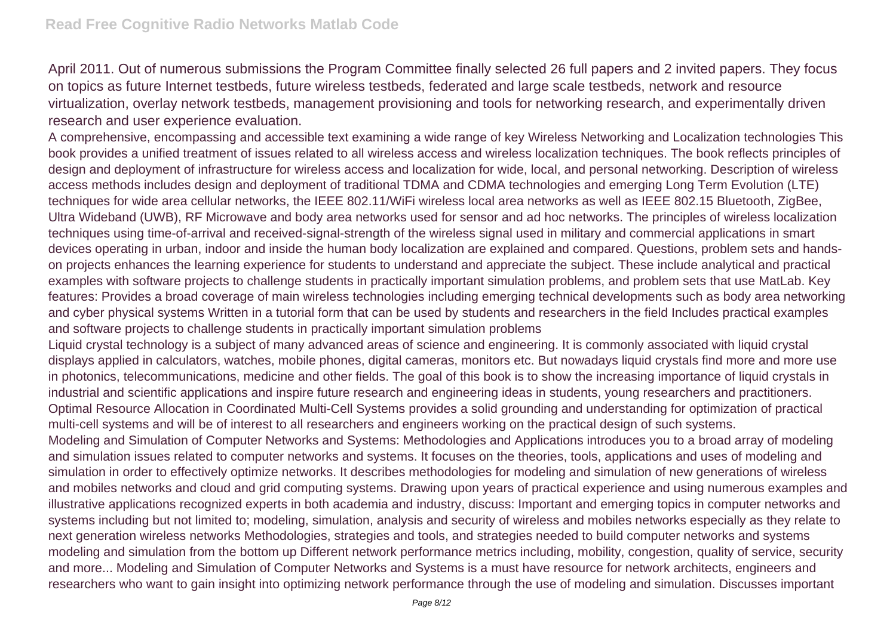April 2011. Out of numerous submissions the Program Committee finally selected 26 full papers and 2 invited papers. They focus on topics as future Internet testbeds, future wireless testbeds, federated and large scale testbeds, network and resource virtualization, overlay network testbeds, management provisioning and tools for networking research, and experimentally driven research and user experience evaluation.

A comprehensive, encompassing and accessible text examining a wide range of key Wireless Networking and Localization technologies This book provides a unified treatment of issues related to all wireless access and wireless localization techniques. The book reflects principles of design and deployment of infrastructure for wireless access and localization for wide, local, and personal networking. Description of wireless access methods includes design and deployment of traditional TDMA and CDMA technologies and emerging Long Term Evolution (LTE) techniques for wide area cellular networks, the IEEE 802.11/WiFi wireless local area networks as well as IEEE 802.15 Bluetooth, ZigBee, Ultra Wideband (UWB), RF Microwave and body area networks used for sensor and ad hoc networks. The principles of wireless localization techniques using time-of-arrival and received-signal-strength of the wireless signal used in military and commercial applications in smart devices operating in urban, indoor and inside the human body localization are explained and compared. Questions, problem sets and hands-on projects enhances the learning experience for students to understand and appreciate the subject. These include analytical and practical examples with software projects to challenge students in practically important simulation problems, and problem sets that use MatLab. Key features: Provides a broad coverage of main wireless technologies including emerging technical developments such as body area networking and cyber physical systems Written in a tutorial form that can be used by students and researchers in the field Includes practical examples and software projects to challenge students in practically important simulation problems

Liquid crystal technology is a subject of many advanced areas of science and engineering. It is commonly associated with liquid crystal displays applied in calculators, watches, mobile phones, digital cameras, monitors etc. But nowadays liquid crystals find more and more use in photonics, telecommunications, medicine and other fields. The goal of this book is to show the increasing importance of liquid crystals in industrial and scientific applications and inspire future research and engineering ideas in students, young researchers and practitioners.

Optimal Resource Allocation in Coordinated Multi-Cell Systems provides a solid grounding and understanding for optimization of practical multi-cell systems and will be of interest to all researchers and engineers working on the practical design of such systems.

Modeling and Simulation of Computer Networks and Systems: Methodologies and Applications introduces you to a broad array of modeling and simulation issues related to computer networks and systems. It focuses on the theories, tools, applications and uses of modeling and simulation in order to effectively optimize networks. It describes methodologies for modeling and simulation of new generations of wireless and mobiles networks and cloud and grid computing systems. Drawing upon years of practical experience and using numerous examples and illustrative applications recognized experts in both academia and industry, discuss: Important and emerging topics in computer networks and systems including but not limited to; modeling, simulation, analysis and security of wireless and mobiles networks especially as they relate to next generation wireless networks Methodologies, strategies and tools, and strategies needed to build computer networks and systems modeling and simulation from the bottom up Different network performance metrics including, mobility, congestion, quality of service, security and more... Modeling and Simulation of Computer Networks and Systems is a must have resource for network architects, engineers and researchers who want to gain insight into optimizing network performance through the use of modeling and simulation. Discusses important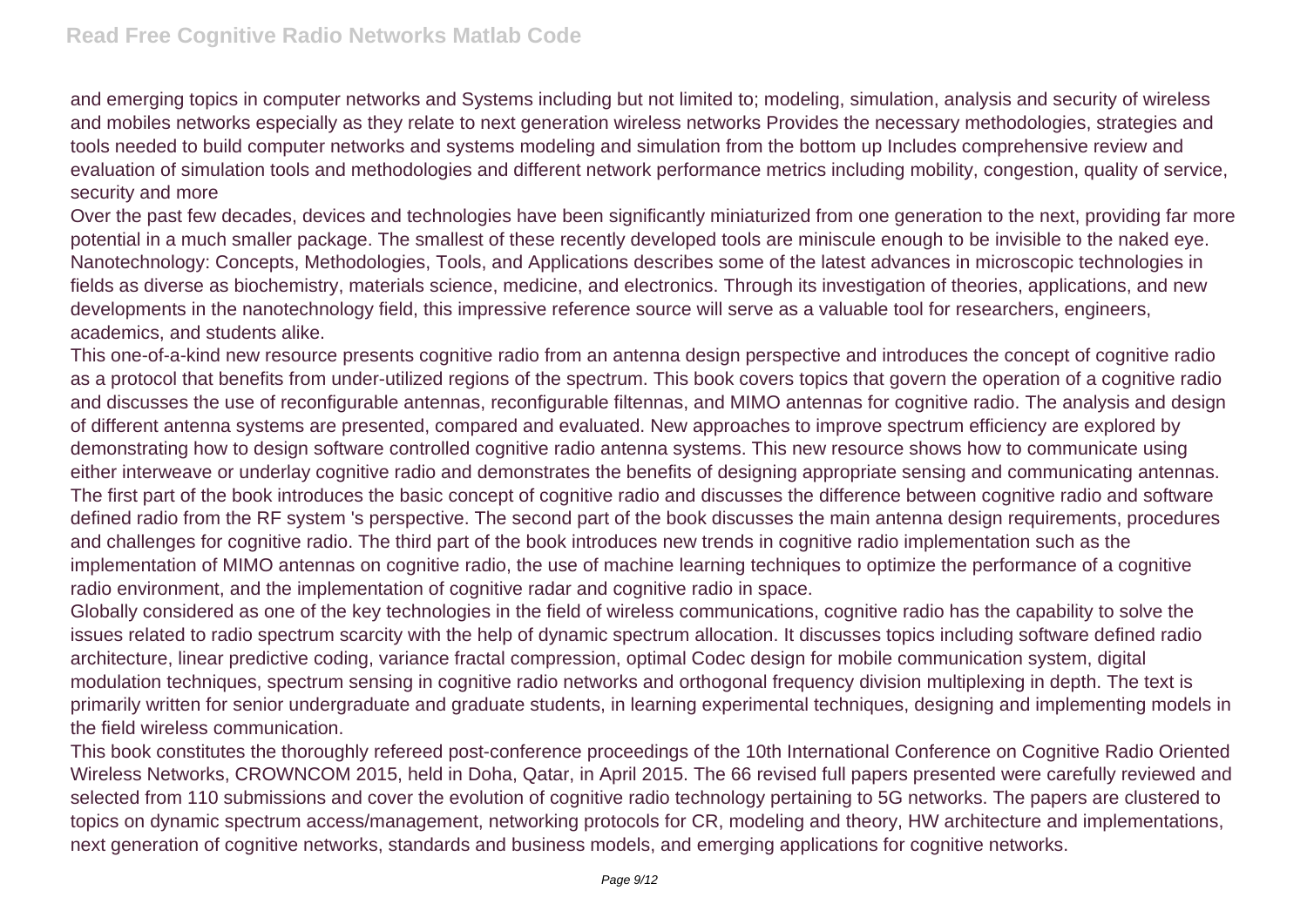and emerging topics in computer networks and Systems including but not limited to; modeling, simulation, analysis and security of wireless and mobiles networks especially as they relate to next generation wireless networks Provides the necessary methodologies, strategies and tools needed to build computer networks and systems modeling and simulation from the bottom up Includes comprehensive review and evaluation of simulation tools and methodologies and different network performance metrics including mobility, congestion, quality of service, security and more

Over the past few decades, devices and technologies have been significantly miniaturized from one generation to the next, providing far more potential in a much smaller package. The smallest of these recently developed tools are miniscule enough to be invisible to the naked eye. Nanotechnology: Concepts, Methodologies, Tools, and Applications describes some of the latest advances in microscopic technologies in fields as diverse as biochemistry, materials science, medicine, and electronics. Through its investigation of theories, applications, and new developments in the nanotechnology field, this impressive reference source will serve as a valuable tool for researchers, engineers, academics, and students alike.

This one-of-a-kind new resource presents cognitive radio from an antenna design perspective and introduces the concept of cognitive radio as a protocol that benefits from under-utilized regions of the spectrum. This book covers topics that govern the operation of a cognitive radio and discusses the use of reconfigurable antennas, reconfigurable filtennas, and MIMO antennas for cognitive radio. The analysis and design of different antenna systems are presented, compared and evaluated. New approaches to improve spectrum efficiency are explored by demonstrating how to design software controlled cognitive radio antenna systems. This new resource shows how to communicate using either interweave or underlay cognitive radio and demonstrates the benefits of designing appropriate sensing and communicating antennas. The first part of the book introduces the basic concept of cognitive radio and discusses the difference between cognitive radio and software defined radio from the RF system 's perspective. The second part of the book discusses the main antenna design requirements, procedures and challenges for cognitive radio. The third part of the book introduces new trends in cognitive radio implementation such as the implementation of MIMO antennas on cognitive radio, the use of machine learning techniques to optimize the performance of a cognitive radio environment, and the implementation of cognitive radar and cognitive radio in space.

Globally considered as one of the key technologies in the field of wireless communications, cognitive radio has the capability to solve the issues related to radio spectrum scarcity with the help of dynamic spectrum allocation. It discusses topics including software defined radio architecture, linear predictive coding, variance fractal compression, optimal Codec design for mobile communication system, digital modulation techniques, spectrum sensing in cognitive radio networks and orthogonal frequency division multiplexing in depth. The text is primarily written for senior undergraduate and graduate students, in learning experimental techniques, designing and implementing models in the field wireless communication.

This book constitutes the thoroughly refereed post-conference proceedings of the 10th International Conference on Cognitive Radio Oriented Wireless Networks, CROWNCOM 2015, held in Doha, Qatar, in April 2015. The 66 revised full papers presented were carefully reviewed and selected from 110 submissions and cover the evolution of cognitive radio technology pertaining to 5G networks. The papers are clustered to topics on dynamic spectrum access/management, networking protocols for CR, modeling and theory, HW architecture and implementations, next generation of cognitive networks, standards and business models, and emerging applications for cognitive networks.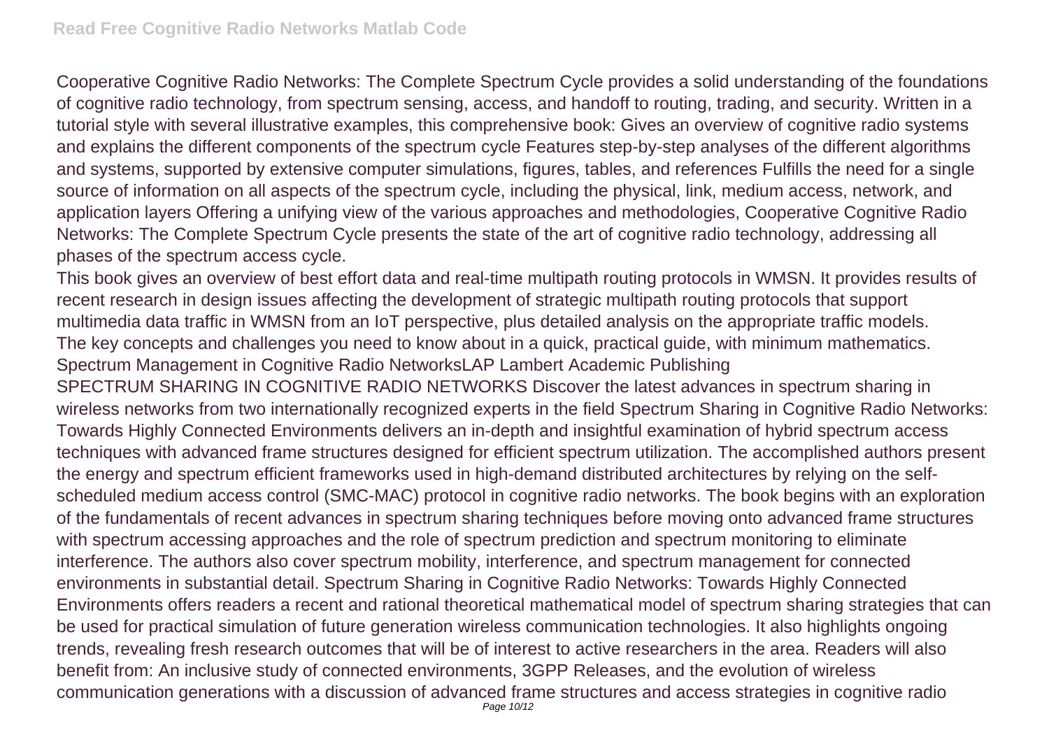Cooperative Cognitive Radio Networks: The Complete Spectrum Cycle provides a solid understanding of the foundations of cognitive radio technology, from spectrum sensing, access, and handoff to routing, trading, and security. Written in a tutorial style with several illustrative examples, this comprehensive book: Gives an overview of cognitive radio systems and explains the different components of the spectrum cycle Features step-by-step analyses of the different algorithms and systems, supported by extensive computer simulations, figures, tables, and references Fulfills the need for a single source of information on all aspects of the spectrum cycle, including the physical, link, medium access, network, and application layers Offering a unifying view of the various approaches and methodologies, Cooperative Cognitive Radio Networks: The Complete Spectrum Cycle presents the state of the art of cognitive radio technology, addressing all phases of the spectrum access cycle.

This book gives an overview of best effort data and real-time multipath routing protocols in WMSN. It provides results of recent research in design issues affecting the development of strategic multipath routing protocols that support multimedia data traffic in WMSN from an IoT perspective, plus detailed analysis on the appropriate traffic models.

The key concepts and challenges you need to know about in a quick, practical guide, with minimum mathematics.

Spectrum Management in Cognitive Radio NetworksLAP Lambert Academic Publishing

SPECTRUM SHARING IN COGNITIVE RADIO NETWORKS Discover the latest advances in spectrum sharing in wireless networks from two internationally recognized experts in the field Spectrum Sharing in Cognitive Radio Networks: Towards Highly Connected Environments delivers an in-depth and insightful examination of hybrid spectrum access techniques with advanced frame structures designed for efficient spectrum utilization. The accomplished authors present the energy and spectrum efficient frameworks used in high-demand distributed architectures by relying on the self-scheduled medium access control (SMC-MAC) protocol in cognitive radio networks. The book begins with an exploration of the fundamentals of recent advances in spectrum sharing techniques before moving onto advanced frame structures with spectrum accessing approaches and the role of spectrum prediction and spectrum monitoring to eliminate interference. The authors also cover spectrum mobility, interference, and spectrum management for connected environments in substantial detail. Spectrum Sharing in Cognitive Radio Networks: Towards Highly Connected Environments offers readers a recent and rational theoretical mathematical model of spectrum sharing strategies that can be used for practical simulation of future generation wireless communication technologies. It also highlights ongoing trends, revealing fresh research outcomes that will be of interest to active researchers in the area. Readers will also benefit from: An inclusive study of connected environments, 3GPP Releases, and the evolution of wireless communication generations with a discussion of advanced frame structures and access strategies in cognitive radio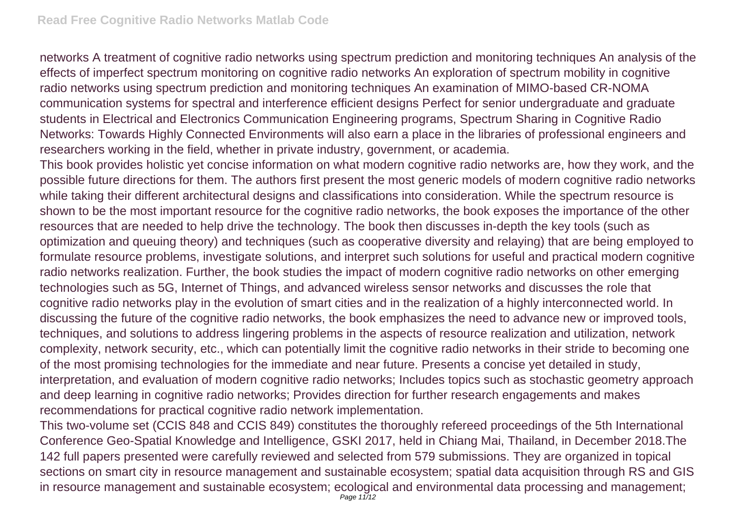networks A treatment of cognitive radio networks using spectrum prediction and monitoring techniques An analysis of the effects of imperfect spectrum monitoring on cognitive radio networks An exploration of spectrum mobility in cognitive radio networks using spectrum prediction and monitoring techniques An examination of MIMO-based CR-NOMA communication systems for spectral and interference efficient designs Perfect for senior undergraduate and graduate students in Electrical and Electronics Communication Engineering programs, Spectrum Sharing in Cognitive Radio Networks: Towards Highly Connected Environments will also earn a place in the libraries of professional engineers and researchers working in the field, whether in private industry, government, or academia.

This book provides holistic yet concise information on what modern cognitive radio networks are, how they work, and the possible future directions for them. The authors first present the most generic models of modern cognitive radio networks while taking their different architectural designs and classifications into consideration. While the spectrum resource is shown to be the most important resource for the cognitive radio networks, the book exposes the importance of the other resources that are needed to help drive the technology. The book then discusses in-depth the key tools (such as optimization and queuing theory) and techniques (such as cooperative diversity and relaying) that are being employed to formulate resource problems, investigate solutions, and interpret such solutions for useful and practical modern cognitive radio networks realization. Further, the book studies the impact of modern cognitive radio networks on other emerging technologies such as 5G, Internet of Things, and advanced wireless sensor networks and discusses the role that cognitive radio networks play in the evolution of smart cities and in the realization of a highly interconnected world. In discussing the future of the cognitive radio networks, the book emphasizes the need to advance new or improved tools, techniques, and solutions to address lingering problems in the aspects of resource realization and utilization, network complexity, network security, etc., which can potentially limit the cognitive radio networks in their stride to becoming one of the most promising technologies for the immediate and near future. Presents a concise yet detailed in study, interpretation, and evaluation of modern cognitive radio networks; Includes topics such as stochastic geometry approach and deep learning in cognitive radio networks; Provides direction for further research engagements and makes recommendations for practical cognitive radio network implementation.

This two-volume set (CCIS 848 and CCIS 849) constitutes the thoroughly refereed proceedings of the 5th International Conference Geo-Spatial Knowledge and Intelligence, GSKI 2017, held in Chiang Mai, Thailand, in December 2018.The 142 full papers presented were carefully reviewed and selected from 579 submissions. They are organized in topical sections on smart city in resource management and sustainable ecosystem; spatial data acquisition through RS and GIS in resource management and sustainable ecosystem; ecological and environmental data processing and management;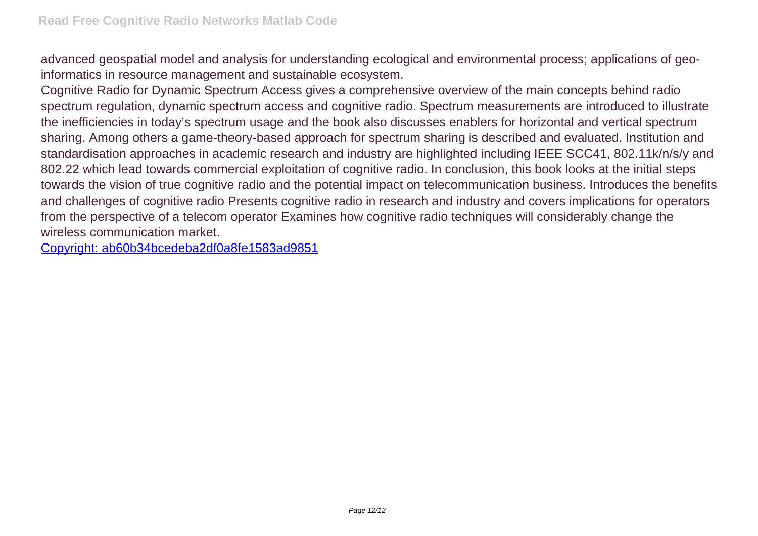advanced geospatial model and analysis for understanding ecological and environmental process; applications of geo-informatics in resource management and sustainable ecosystem.

Cognitive Radio for Dynamic Spectrum Access gives a comprehensive overview of the main concepts behind radio spectrum regulation, dynamic spectrum access and cognitive radio. Spectrum measurements are introduced to illustrate the inefficiencies in today's spectrum usage and the book also discusses enablers for horizontal and vertical spectrum sharing. Among others a game-theory-based approach for spectrum sharing is described and evaluated. Institution and standardisation approaches in academic research and industry are highlighted including IEEE SCC41, 802.11k/n/s/y and 802.22 which lead towards commercial exploitation of cognitive radio. In conclusion, this book looks at the initial steps towards the vision of true cognitive radio and the potential impact on telecommunication business. Introduces the benefits and challenges of cognitive radio Presents cognitive radio in research and industry and covers implications for operators from the perspective of a telecom operator Examines how cognitive radio techniques will considerably change the wireless communication market.

Copyright: ab60b34bcedeba2df0a8fe1583ad9851